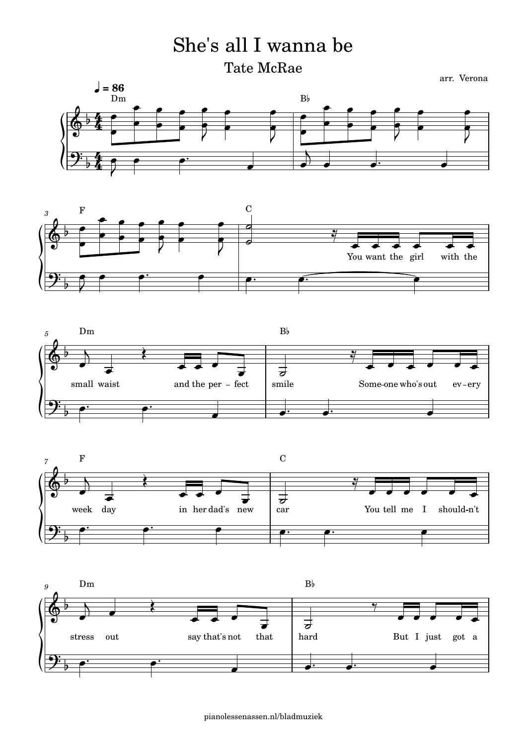# She's all I wanna be

## Tate McRae

arr. Verona

♩ = 86

Dm | B♭ | F | C

You want the girl with the

Dm | B♭

small waist and the per - fect smile Some-one who's out ev - ery

F | C

week day in her dad's new car You tell me I should-n't

Dm | B♭

stress out say that's not that hard But I just got a

pianolessenassen.nl/bladmuziek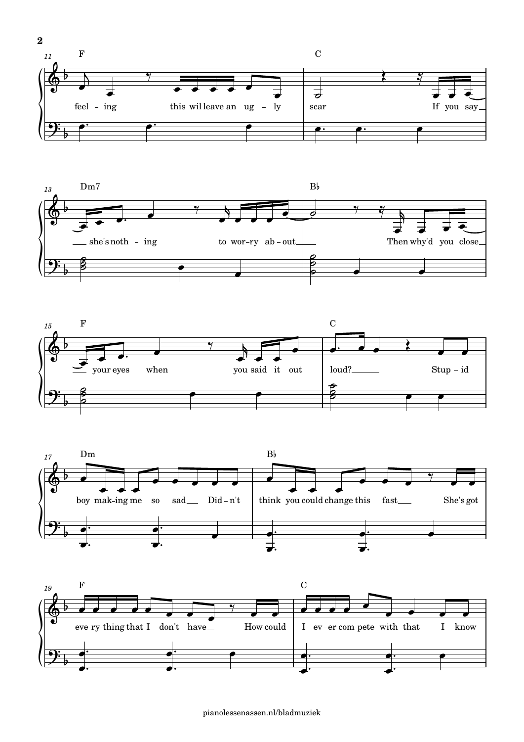11 F — feel – ing this wil leave an ug – ly
C — scar If you say

13 Dm7 — she's noth – ing to wor–ry ab–out
B♭ — Then why'd you close

15 F — your eyes when you said it out
C — loud? Stup – id

17 Dm — boy mak–ing me so sad Did – n't
B♭ — think you could change this fast She's got

19 F — eve–ry–thing that I don't have How could
C — I ev–er com–pete with that I know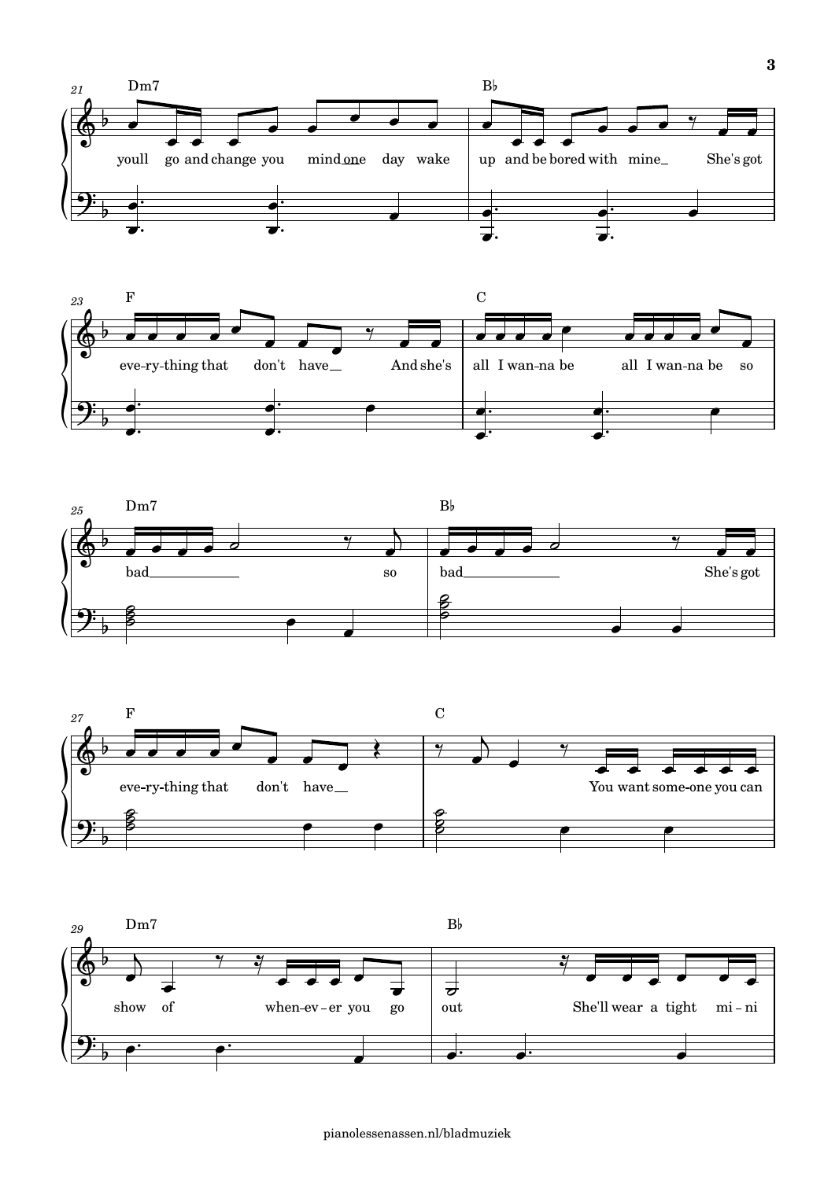21 Dm7
youll go and change you mind one day wake

B♭
up and be bored with mine She's got

23 F
eve-ry-thing that don't have And she's

C
all I wan-na be all I wan-na be so

25 Dm7
bad so

B♭
bad She's got

27 F
eve-ry-thing that don't have

C
You want some-one you can

29 Dm7
show of when-ev-er you go

B♭
out She'll wear a tight mi-ni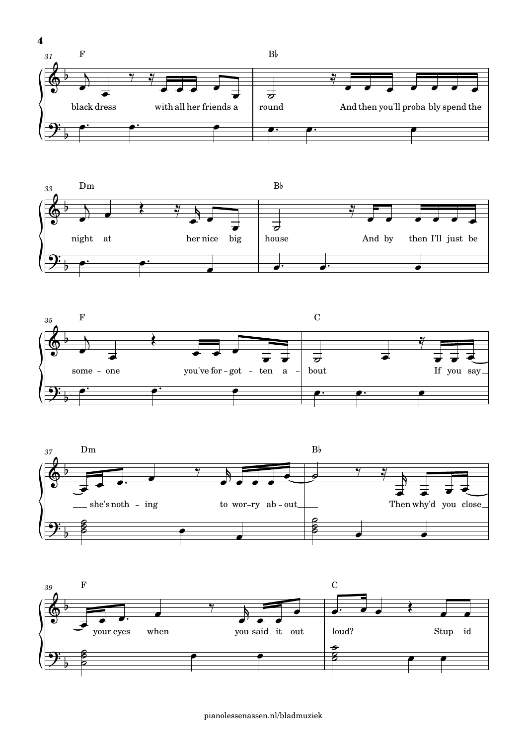31 F — black dress with all her friends a - | B♭ — round And then you'll proba-bly spend the

33 Dm — night at her nice big | B♭ — house And by then I'll just be

35 F — some - one you've for - got - ten a - | C — bout If you say

37 Dm — she's noth - ing to wor-ry ab - out | B♭ — Then why'd you close

39 F — your eyes when you said it out | C — loud? Stup - id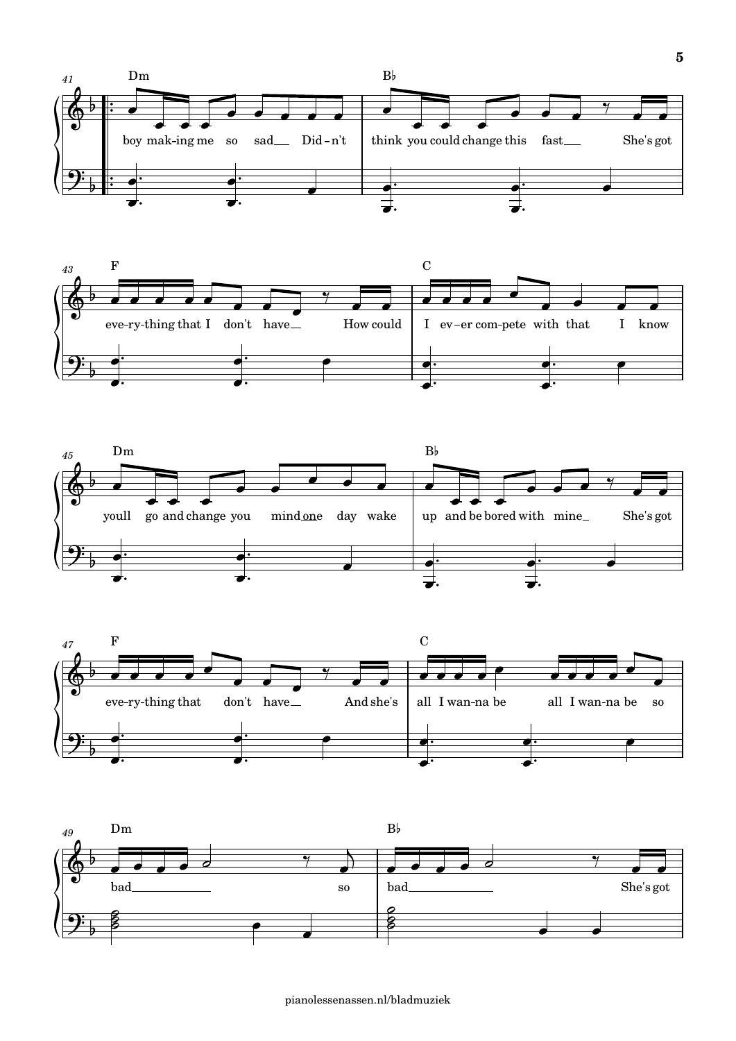41 Dm
boy mak-ing me so sad__ Did-n't

Bb
think you could change this fast__ She's got

43 F
eve-ry-thing that I don't have__ How could

C
I ev-er com-pete with that I know

45 Dm
youll go and change you mind one day wake

Bb
up and be bored with mine_ She's got

47 F
eve-ry-thing that don't have__ And she's

C
all I wan-na be all I wan-na be so

49 Dm
bad__ so

Bb
bad__ She's got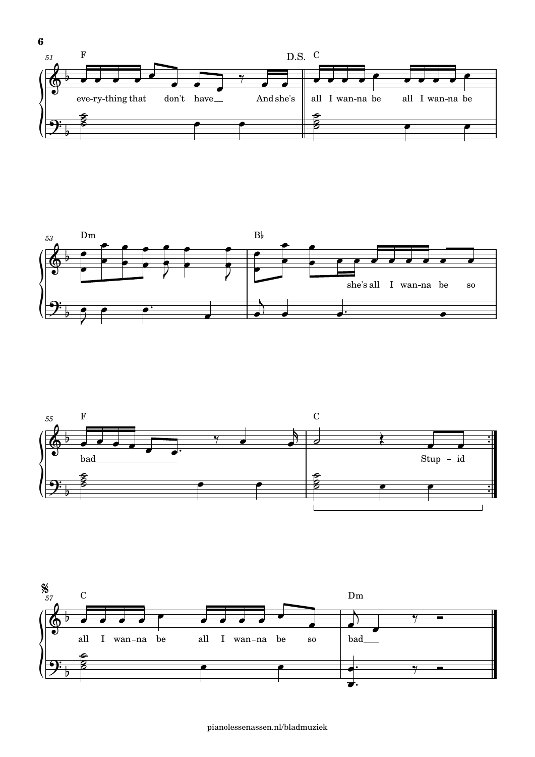F D.S. C

eve-ry-thing that don't have And she's all I wan-na be all I wan-na be

Dm B♭

she's all I wan-na be so

F C

bad Stup - id

C Dm

all I wan-na be all I wan-na be so bad

pianolessenassen.nl/bladmuziek